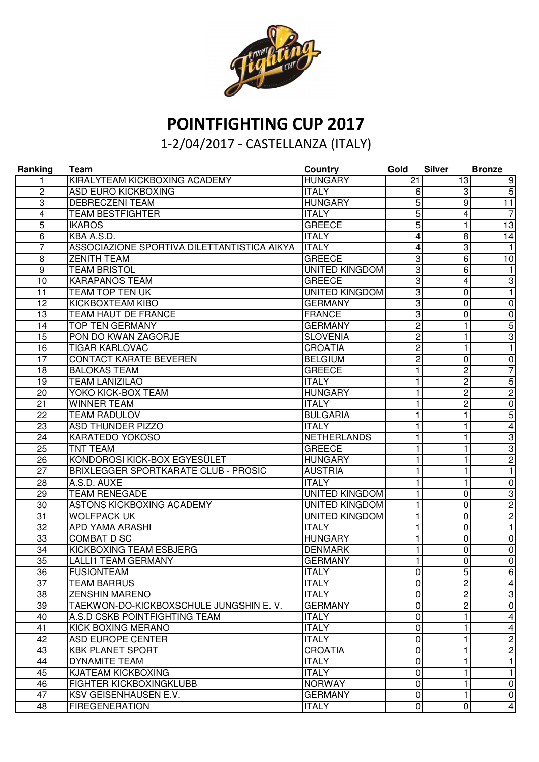# POINTFIGHTING CUP 2017

1-2/04/2017 - CASTELLANZA (ITALY)

| Ranking | Team | Country | Gold | Silver | Bronze |
|---|---|---|---|---|---|
| 1 | KIRALYTEAM KICKBOXING ACADEMY | HUNGARY | 21 | 13 | 9 |
| 2 | ASD EURO KICKBOXING | ITALY | 6 | 3 | 5 |
| 3 | DEBRECZENI TEAM | HUNGARY | 5 | 9 | 11 |
| 4 | TEAM BESTFIGHTER | ITALY | 5 | 4 | 7 |
| 5 | IKAROS | GREECE | 5 | 1 | 13 |
| 6 | KBA A.S.D. | ITALY | 4 | 8 | 14 |
| 7 | ASSOCIAZIONE SPORTIVA DILETTANTISTICA AIKYA | ITALY | 4 | 3 | 1 |
| 8 | ZENITH TEAM | GREECE | 3 | 6 | 10 |
| 9 | TEAM BRISTOL | UNITED KINGDOM | 3 | 6 | 1 |
| 10 | KARAPANOS TEAM | GREECE | 3 | 4 | 3 |
| 11 | TEAM TOP TEN UK | UNITED KINGDOM | 3 | 0 | 1 |
| 12 | KICKBOXTEAM KIBO | GERMANY | 3 | 0 | 0 |
| 13 | TEAM HAUT DE FRANCE | FRANCE | 3 | 0 | 0 |
| 14 | TOP TEN GERMANY | GERMANY | 2 | 1 | 5 |
| 15 | PON DO KWAN ZAGORJE | SLOVENIA | 2 | 1 | 3 |
| 16 | TIGAR KARLOVAC | CROATIA | 2 | 1 | 1 |
| 17 | CONTACT KARATE BEVEREN | BELGIUM | 2 | 0 | 0 |
| 18 | BALOKAS TEAM | GREECE | 1 | 2 | 7 |
| 19 | TEAM LANIZILAO | ITALY | 1 | 2 | 5 |
| 20 | YOKO KICK-BOX TEAM | HUNGARY | 1 | 2 | 2 |
| 21 | WINNER TEAM | ITALY | 1 | 2 | 0 |
| 22 | TEAM RADULOV | BULGARIA | 1 | 1 | 5 |
| 23 | ASD THUNDER PIZZO | ITALY | 1 | 1 | 4 |
| 24 | KARATEDO YOKOSO | NETHERLANDS | 1 | 1 | 3 |
| 25 | TNT TEAM | GREECE | 1 | 1 | 3 |
| 26 | KONDOROSI KICK-BOX EGYESULET | HUNGARY | 1 | 1 | 2 |
| 27 | BRIXLEGGER SPORTKARATE CLUB - PROSIC | AUSTRIA | 1 | 1 | 1 |
| 28 | A.S.D. AUXE | ITALY | 1 | 1 | 0 |
| 29 | TEAM RENEGADE | UNITED KINGDOM | 1 | 0 | 3 |
| 30 | ASTONS KICKBOXING ACADEMY | UNITED KINGDOM | 1 | 0 | 2 |
| 31 | WOLFPACK UK | UNITED KINGDOM | 1 | 0 | 2 |
| 32 | APD YAMA ARASHI | ITALY | 1 | 0 | 1 |
| 33 | COMBAT D SC | HUNGARY | 1 | 0 | 0 |
| 34 | KICKBOXING TEAM ESBJERG | DENMARK | 1 | 0 | 0 |
| 35 | LALLI1 TEAM GERMANY | GERMANY | 1 | 0 | 0 |
| 36 | FUSIONTEAM | ITALY | 0 | 5 | 6 |
| 37 | TEAM BARRUS | ITALY | 0 | 2 | 4 |
| 38 | ZENSHIN MARENO | ITALY | 0 | 2 | 3 |
| 39 | TAEKWON-DO-KICKBOXSCHULE JUNGSHIN E. V. | GERMANY | 0 | 2 | 0 |
| 40 | A.S.D CSKB POINTFIGHTING TEAM | ITALY | 0 | 1 | 4 |
| 41 | KICK BOXING MERANO | ITALY | 0 | 1 | 4 |
| 42 | ASD EUROPE CENTER | ITALY | 0 | 1 | 2 |
| 43 | KBK PLANET SPORT | CROATIA | 0 | 1 | 2 |
| 44 | DYNAMITE TEAM | ITALY | 0 | 1 | 1 |
| 45 | KJATEAM KICKBOXING | ITALY | 0 | 1 | 1 |
| 46 | FIGHTER KICKBOXINGKLUBB | NORWAY | 0 | 1 | 0 |
| 47 | KSV GEISENHAUSEN E.V. | GERMANY | 0 | 1 | 0 |
| 48 | FIREGENERATION | ITALY | 0 | 0 | 4 |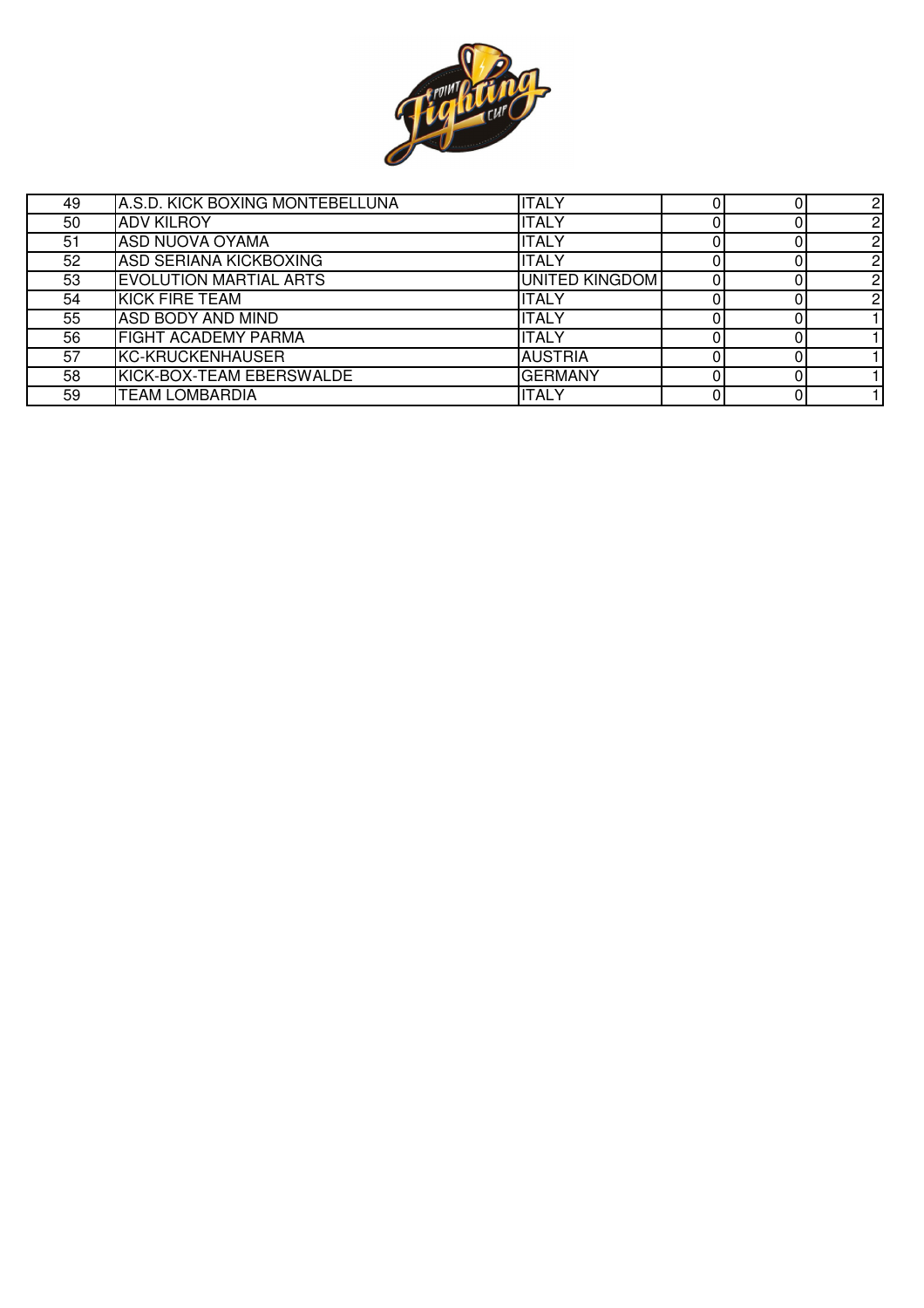| | | | | | |
|---|---|---|---|---|---|
| 49 | A.S.D. KICK BOXING MONTEBELLUNA | ITALY | 0 | 0 | 2 |
| 50 | ADV KILROY | ITALY | 0 | 0 | 2 |
| 51 | ASD NUOVA OYAMA | ITALY | 0 | 0 | 2 |
| 52 | ASD SERIANA KICKBOXING | ITALY | 0 | 0 | 2 |
| 53 | EVOLUTION MARTIAL ARTS | UNITED KINGDOM | 0 | 0 | 2 |
| 54 | KICK FIRE TEAM | ITALY | 0 | 0 | 2 |
| 55 | ASD BODY AND MIND | ITALY | 0 | 0 | 1 |
| 56 | FIGHT ACADEMY PARMA | ITALY | 0 | 0 | 1 |
| 57 | KC-KRUCKENHAUSER | AUSTRIA | 0 | 0 | 1 |
| 58 | KICK-BOX-TEAM EBERSWALDE | GERMANY | 0 | 0 | 1 |
| 59 | TEAM LOMBARDIA | ITALY | 0 | 0 | 1 |